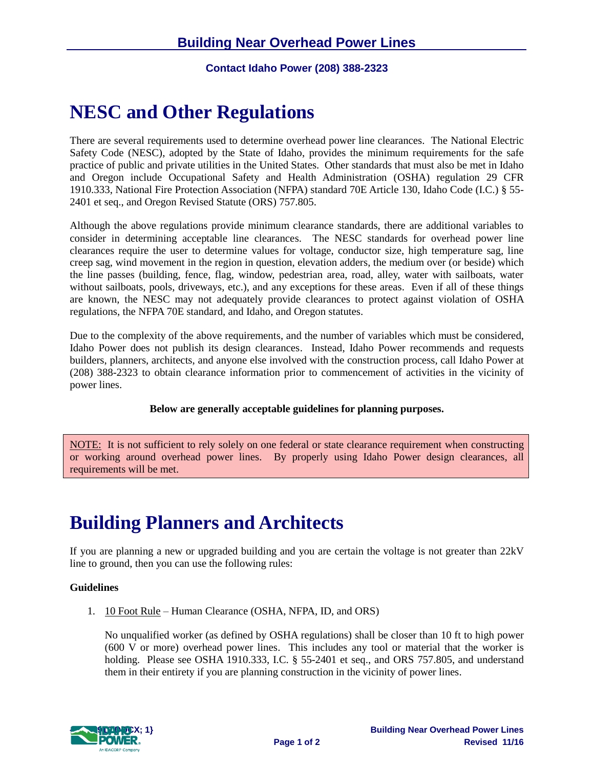# Building Near Overhead Power Lines

**Contact Idaho Power (208) 388-2323**

## NESC and Other Regulations

There are several requirements used to determine overhead power line clearances. The National Electric Safety Code (NESC), adopted by the State of Idaho, provides the minimum requirements for the safe practice of public and private utilities in the United States. Other standards that must also be met in Idaho and Oregon include Occupational Safety and Health Administration (OSHA) regulation 29 CFR 1910.333, National Fire Protection Association (NFPA) standard 70E Article 130, Idaho Code (I.C.) § 55-2401 et seq., and Oregon Revised Statute (ORS) 757.805.

Although the above regulations provide minimum clearance standards, there are additional variables to consider in determining acceptable line clearances. The NESC standards for overhead power line clearances require the user to determine values for voltage, conductor size, high temperature sag, line creep sag, wind movement in the region in question, elevation adders, the medium over (or beside) which the line passes (building, fence, flag, window, pedestrian area, road, alley, water with sailboats, water without sailboats, pools, driveways, etc.), and any exceptions for these areas. Even if all of these things are known, the NESC may not adequately provide clearances to protect against violation of OSHA regulations, the NFPA 70E standard, and Idaho, and Oregon statutes.

Due to the complexity of the above requirements, and the number of variables which must be considered, Idaho Power does not publish its design clearances. Instead, Idaho Power recommends and requests builders, planners, architects, and anyone else involved with the construction process, call Idaho Power at (208) 388-2323 to obtain clearance information prior to commencement of activities in the vicinity of power lines.

**Below are generally acceptable guidelines for planning purposes.**

NOTE: It is not sufficient to rely solely on one federal or state clearance requirement when constructing or working around overhead power lines. By properly using Idaho Power design clearances, all requirements will be met.

## Building Planners and Architects

If you are planning a new or upgraded building and you are certain the voltage is not greater than 22kV line to ground, then you can use the following rules:

**Guidelines**

1. 10 Foot Rule – Human Clearance (OSHA, NFPA, ID, and ORS)

   No unqualified worker (as defined by OSHA regulations) shall be closer than 10 ft to high power (600 V or more) overhead power lines. This includes any tool or material that the worker is holding. Please see OSHA 1910.333, I.C. § 55-2401 et seq., and ORS 757.805, and understand them in their entirety if you are planning construction in the vicinity of power lines.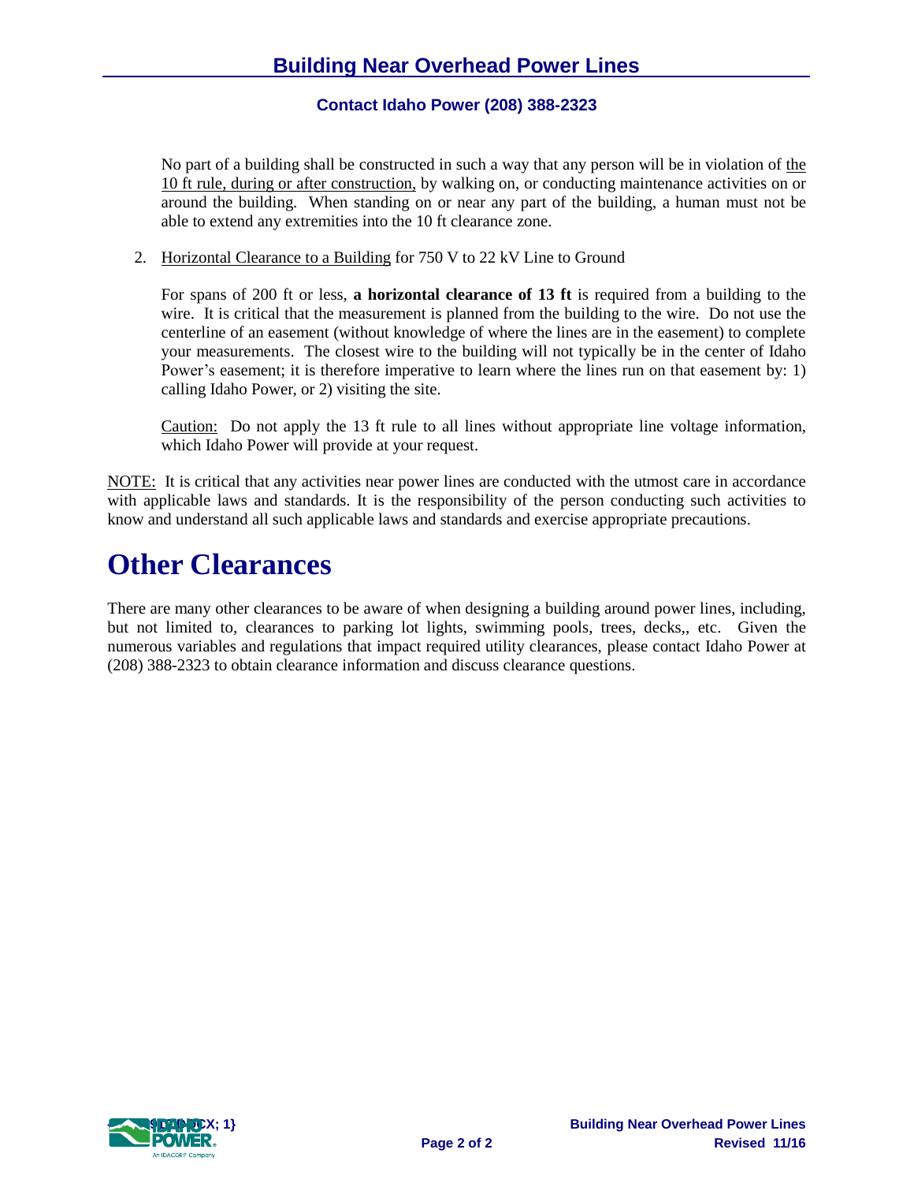No part of a building shall be constructed in such a way that any person will be in violation of the 10 ft rule, during or after construction, by walking on, or conducting maintenance activities on or around the building. When standing on or near any part of the building, a human must not be able to extend any extremities into the 10 ft clearance zone.

2. Horizontal Clearance to a Building for 750 V to 22 kV Line to Ground

   For spans of 200 ft or less, **a horizontal clearance of 13 ft** is required from a building to the wire. It is critical that the measurement is planned from the building to the wire. Do not use the centerline of an easement (without knowledge of where the lines are in the easement) to complete your measurements. The closest wire to the building will not typically be in the center of Idaho Power's easement; it is therefore imperative to learn where the lines run on that easement by: 1) calling Idaho Power, or 2) visiting the site.

   Caution: Do not apply the 13 ft rule to all lines without appropriate line voltage information, which Idaho Power will provide at your request.

NOTE: It is critical that any activities near power lines are conducted with the utmost care in accordance with applicable laws and standards. It is the responsibility of the person conducting such activities to know and understand all such applicable laws and standards and exercise appropriate precautions.

# Other Clearances

There are many other clearances to be aware of when designing a building around power lines, including, but not limited to, clearances to parking lot lights, swimming pools, trees, decks,, etc. Given the numerous variables and regulations that impact required utility clearances, please contact Idaho Power at (208) 388-2323 to obtain clearance information and discuss clearance questions.